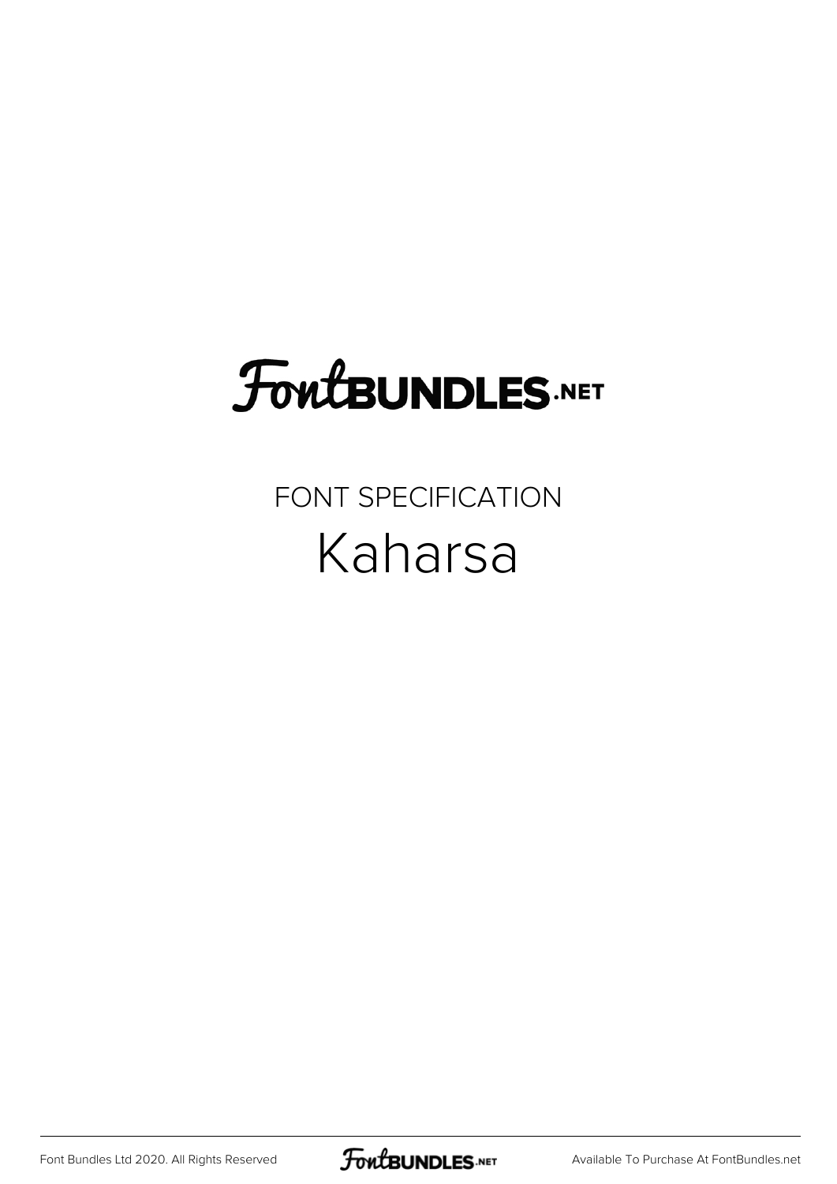# FontBundles.net

FONT SPECIFICATION

Kaharsa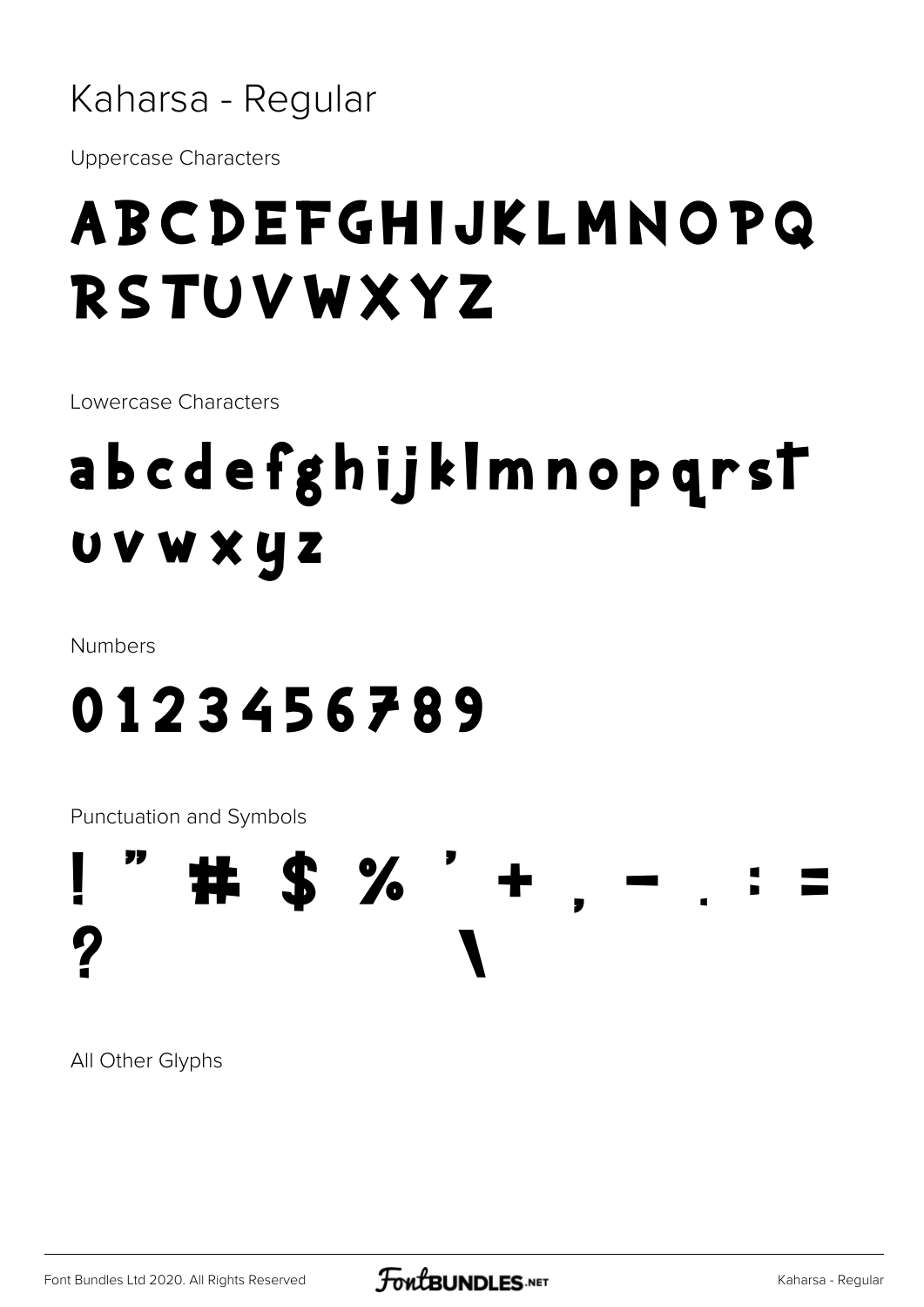# Kaharsa - Regular

Uppercase Characters

ABCDEFGHIJKLMNOPQ
RSTUVWXYZ

Lowercase Characters

abcdefghijklmnopqrst
uvwxyz

Numbers

0123456789

Punctuation and Symbols

! " # $ % ' + , - . : =
? \

All Other Glyphs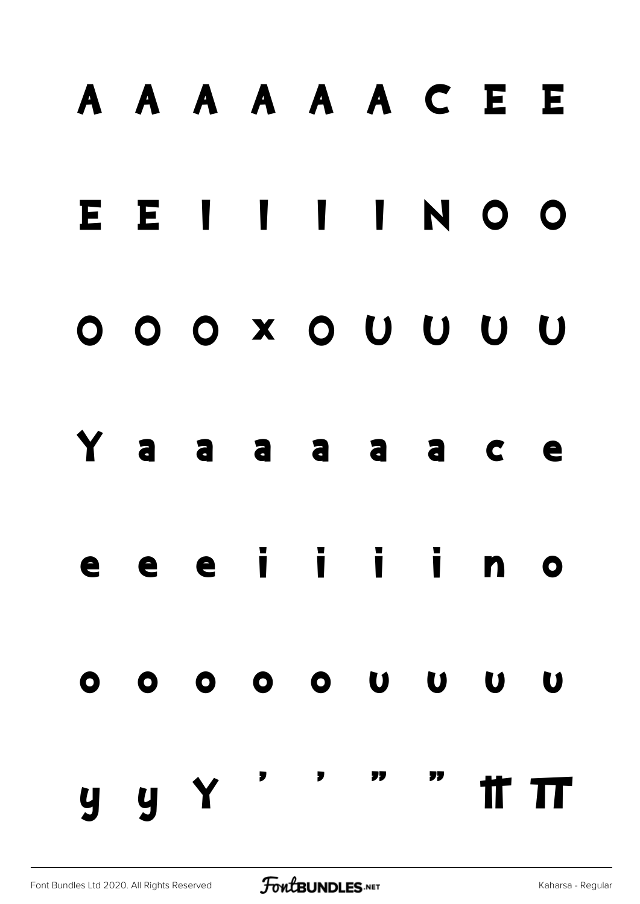A A A A A A C E E

E E I I I I N O O

O O O x O U U U U

Y a a a a a a c e

e e e i i i i n o

o o o o o u u u u

y y Y ' ' " " ff ff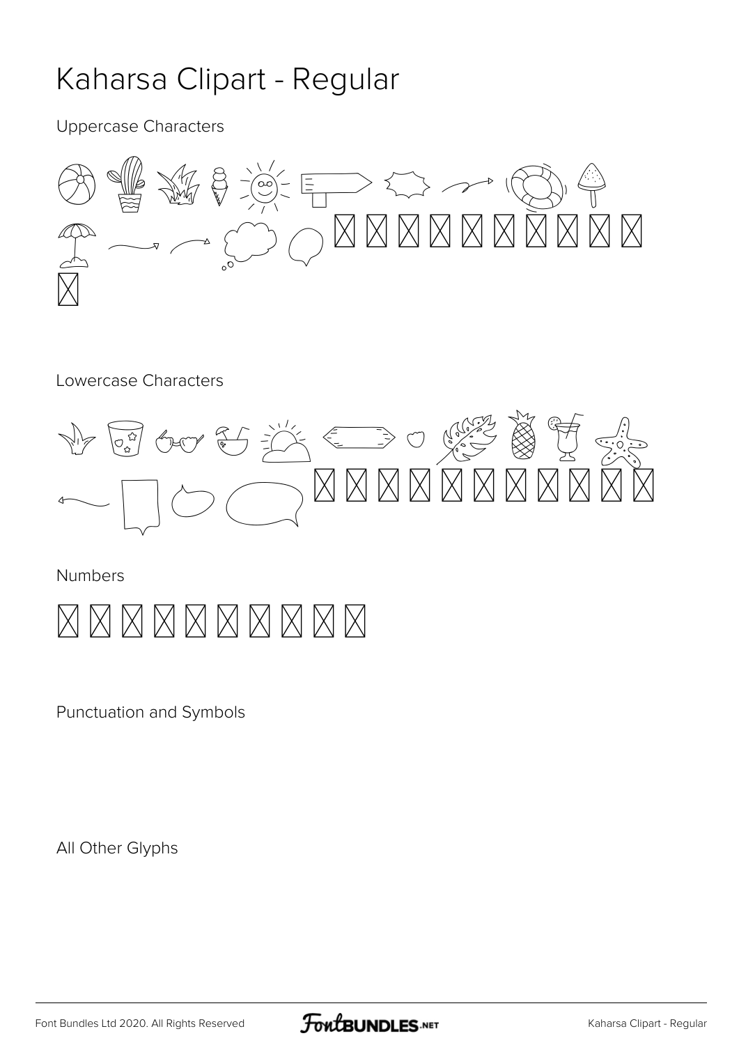# Kaharsa Clipart - Regular

Uppercase Characters

Lowercase Characters

Numbers

Punctuation and Symbols

All Other Glyphs